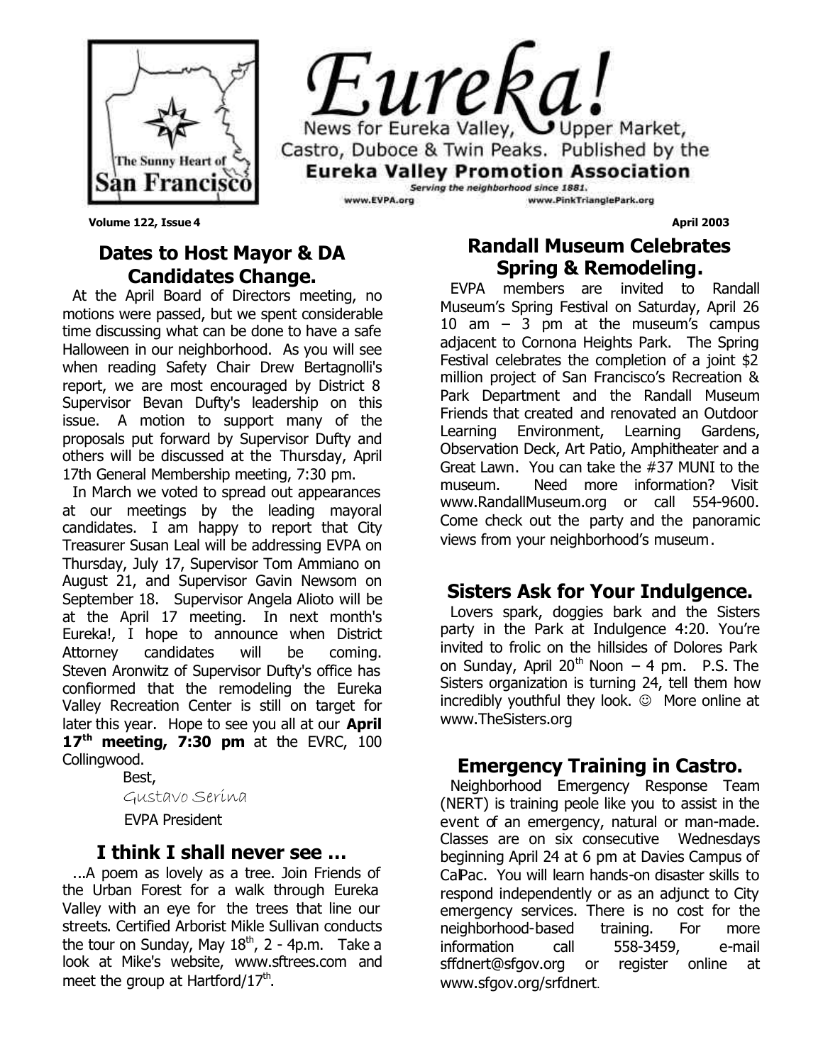# Eureka!

News for Eureka Valley, Upper Market, Castro, Duboce & Twin Peaks. Published by the **Eureka Valley Promotion Association**

*Serving the neighborhood since 1881.*

www.EVPA.org www.PinkTrianglePark.org

The Sunny Heart of San Francisco

**Volume 122, Issue 4** **April 2003**

## Dates to Host Mayor & DA Candidates Change.

At the April Board of Directors meeting, no motions were passed, but we spent considerable time discussing what can be done to have a safe Halloween in our neighborhood. As you will see when reading Safety Chair Drew Bertagnolli's report, we are most encouraged by District 8 Supervisor Bevan Dufty's leadership on this issue. A motion to support many of the proposals put forward by Supervisor Dufty and others will be discussed at the Thursday, April 17th General Membership meeting, 7:30 pm.

In March we voted to spread out appearances at our meetings by the leading mayoral candidates. I am happy to report that City Treasurer Susan Leal will be addressing EVPA on Thursday, July 17, Supervisor Tom Ammiano on August 21, and Supervisor Gavin Newsom on September 18. Supervisor Angela Alioto will be at the April 17 meeting. In next month's Eureka!, I hope to announce when District Attorney candidates will be coming. Steven Aronwitz of Supervisor Dufty's office has confiormed that the remodeling the Eureka Valley Recreation Center is still on target for later this year. Hope to see you all at our **April 17th meeting, 7:30 pm** at the EVRC, 100 Collingwood.

Best,

Gustavo Serina

EVPA President

## I think I shall never see …

...A poem as lovely as a tree. Join Friends of the Urban Forest for a walk through Eureka Valley with an eye for the trees that line our streets. Certified Arborist Mikle Sullivan conducts the tour on Sunday, May 18th, 2 - 4p.m. Take a look at Mike's website, www.sftrees.com and meet the group at Hartford/17th.

## Randall Museum Celebrates Spring & Remodeling.

EVPA members are invited to Randall Museum's Spring Festival on Saturday, April 26 10 am – 3 pm at the museum's campus adjacent to Cornona Heights Park. The Spring Festival celebrates the completion of a joint $2 million project of San Francisco's Recreation & Park Department and the Randall Museum Friends that created and renovated an Outdoor Learning Environment, Learning Gardens, Observation Deck, Art Patio, Amphitheater and a Great Lawn. You can take the #37 MUNI to the museum. Need more information? Visit www.RandallMuseum.org or call 554-9600. Come check out the party and the panoramic views from your neighborhood's museum.

## Sisters Ask for Your Indulgence.

Lovers spark, doggies bark and the Sisters party in the Park at Indulgence 4:20. You're invited to frolic on the hillsides of Dolores Park on Sunday, April 20th Noon – 4 pm. P.S. The Sisters organization is turning 24, tell them how incredibly youthful they look. ☺ More online at www.TheSisters.org

## Emergency Training in Castro.

Neighborhood Emergency Response Team (NERT) is training peole like you to assist in the event of an emergency, natural or man-made. Classes are on six consecutive Wednesdays beginning April 24 at 6 pm at Davies Campus of CalPac. You will learn hands-on disaster skills to respond independently or as an adjunct to City emergency services. There is no cost for the neighborhood-based training. For more information call 558-3459, e-mail sffdnert@sfgov.org or register online at www.sfgov.org/srfdnert.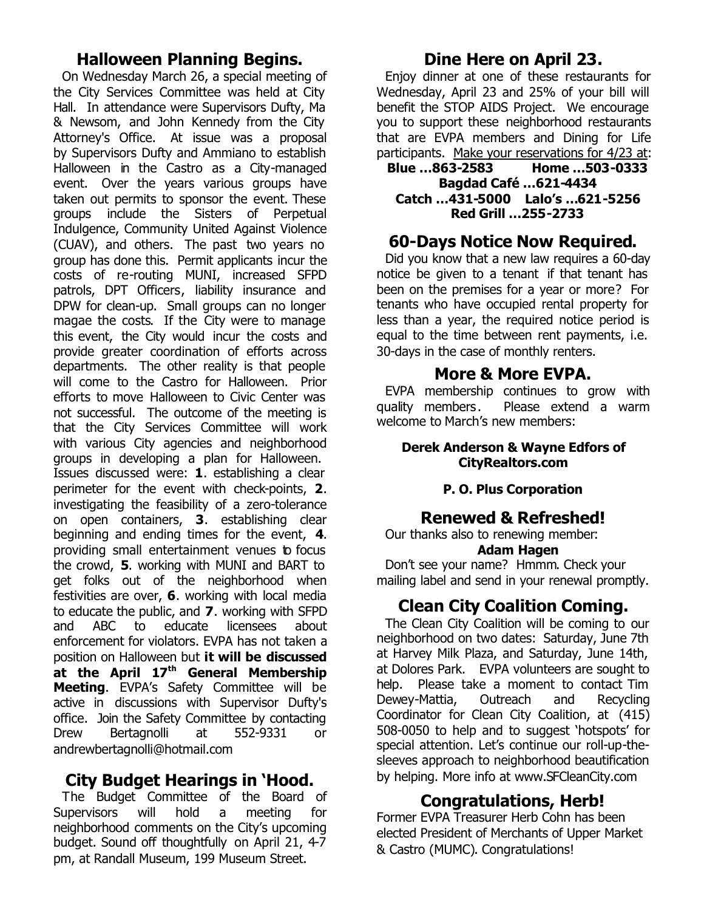## Halloween Planning Begins.

On Wednesday March 26, a special meeting of the City Services Committee was held at City Hall. In attendance were Supervisors Dufty, Ma & Newsom, and John Kennedy from the City Attorney's Office. At issue was a proposal by Supervisors Dufty and Ammiano to establish Halloween in the Castro as a City-managed event. Over the years various groups have taken out permits to sponsor the event. These groups include the Sisters of Perpetual Indulgence, Community United Against Violence (CUAV), and others. The past two years no group has done this. Permit applicants incur the costs of re-routing MUNI, increased SFPD patrols, DPT Officers, liability insurance and DPW for clean-up. Small groups can no longer magae the costs. If the City were to manage this event, the City would incur the costs and provide greater coordination of efforts across departments. The other reality is that people will come to the Castro for Halloween. Prior efforts to move Halloween to Civic Center was not successful. The outcome of the meeting is that the City Services Committee will work with various City agencies and neighborhood groups in developing a plan for Halloween. Issues discussed were: **1**. establishing a clear perimeter for the event with check-points, **2**. investigating the feasibility of a zero-tolerance on open containers, **3**. establishing clear beginning and ending times for the event, **4**. providing small entertainment venues to focus the crowd, **5**. working with MUNI and BART to get folks out of the neighborhood when festivities are over, **6**. working with local media to educate the public, and **7**. working with SFPD and ABC to educate licensees about enforcement for violators. EVPA has not taken a position on Halloween but **it will be discussed at the April 17th General Membership Meeting**. EVPA's Safety Committee will be active in discussions with Supervisor Dufty's office. Join the Safety Committee by contacting Drew Bertagnolli at 552-9331 or andrewbertagnolli@hotmail.com

## City Budget Hearings in 'Hood.

The Budget Committee of the Board of Supervisors will hold a meeting for neighborhood comments on the City's upcoming budget. Sound off thoughtfully on April 21, 4-7 pm, at Randall Museum, 199 Museum Street.

## Dine Here on April 23.

Enjoy dinner at one of these restaurants for Wednesday, April 23 and 25% of your bill will benefit the STOP AIDS Project. We encourage you to support these neighborhood restaurants that are EVPA members and Dining for Life participants. Make your reservations for 4/23 at:

**Blue …863-2583 Home …503-0333**
**Bagdad Café …621-4434**
**Catch …431-5000 Lalo's …621-5256**
**Red Grill …255-2733**

## 60-Days Notice Now Required.

Did you know that a new law requires a 60-day notice be given to a tenant if that tenant has been on the premises for a year or more? For tenants who have occupied rental property for less than a year, the required notice period is equal to the time between rent payments, i.e. 30-days in the case of monthly renters.

## More & More EVPA.

EVPA membership continues to grow with quality members. Please extend a warm welcome to March's new members:

**Derek Anderson & Wayne Edfors of CityRealtors.com**

**P. O. Plus Corporation**

## Renewed & Refreshed!

Our thanks also to renewing member:

**Adam Hagen**

Don't see your name? Hmmm. Check your mailing label and send in your renewal promptly.

## Clean City Coalition Coming.

The Clean City Coalition will be coming to our neighborhood on two dates: Saturday, June 7th at Harvey Milk Plaza, and Saturday, June 14th, at Dolores Park. EVPA volunteers are sought to help. Please take a moment to contact Tim Dewey-Mattia, Outreach and Recycling Coordinator for Clean City Coalition, at (415) 508-0050 to help and to suggest 'hotspots' for special attention. Let's continue our roll-up-the-sleeves approach to neighborhood beautification by helping. More info at www.SFCleanCity.com

## Congratulations, Herb!

Former EVPA Treasurer Herb Cohn has been elected President of Merchants of Upper Market & Castro (MUMC). Congratulations!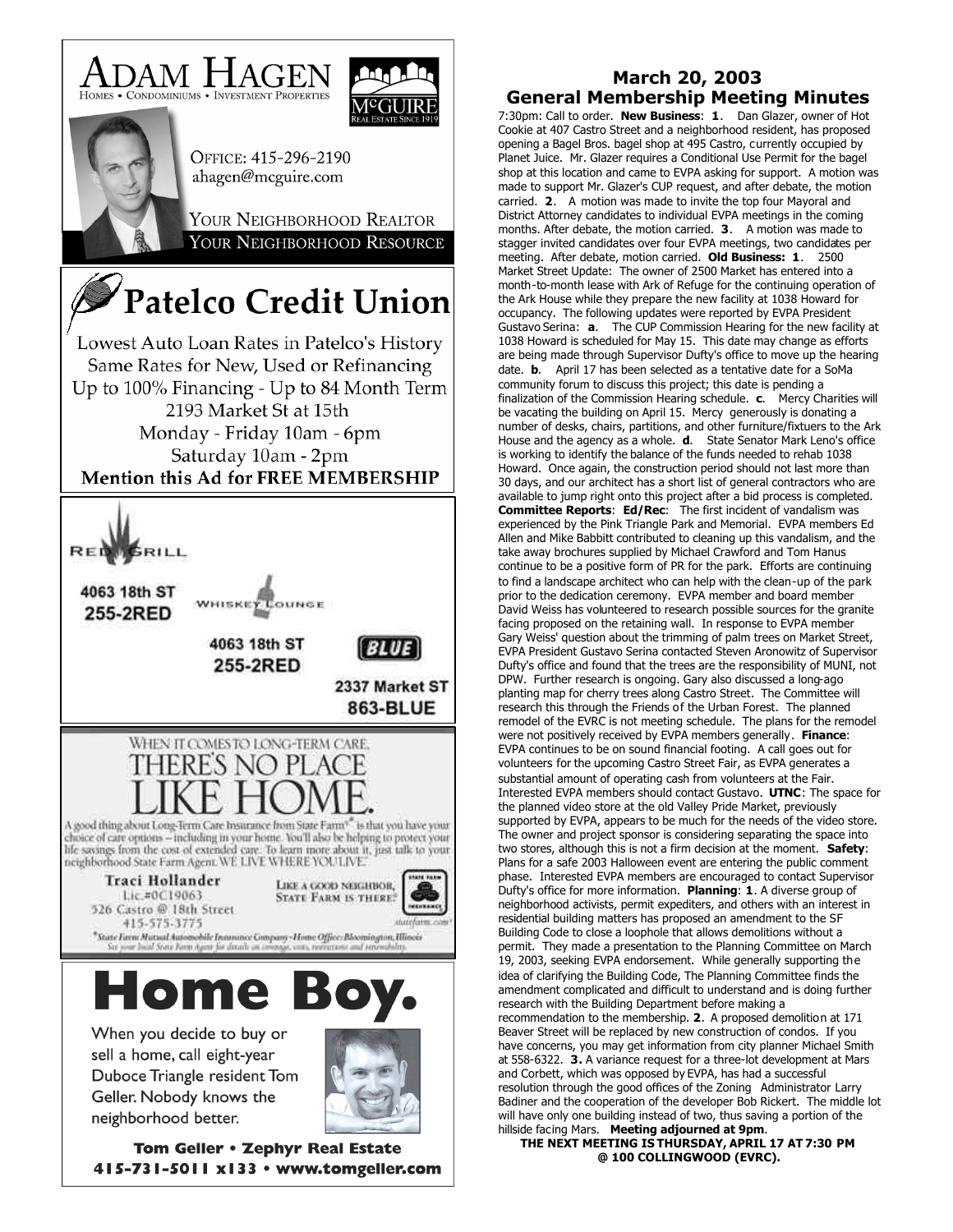ADAM HAGEN
HOMES • CONDOMINIUMS • INVESTMENT PROPERTIES

McGUIRE
REAL ESTATE SINCE 1919

OFFICE: 415-296-2190
ahagen@mcguire.com

YOUR NEIGHBORHOOD REALTOR
YOUR NEIGHBORHOOD RESOURCE

# Patelco Credit Union

Lowest Auto Loan Rates in Patelco's History
Same Rates for New, Used or Refinancing
Up to 100% Financing - Up to 84 Month Term
2193 Market St at 15th
Monday - Friday 10am - 6pm
Saturday 10am - 2pm
**Mention this Ad for FREE MEMBERSHIP**

RED GRILL
**4063 18th ST**
**255-2RED**

WHISKEY LOUNGE
**4063 18th ST**
**255-2RED**

BLUE
**2337 Market ST**
**863-BLUE**

WHEN IT COMES TO LONG-TERM CARE,
THERE'S NO PLACE
LIKE HOME.

A good thing about Long-Term Care Insurance from State Farm® is that you have your choice of care options – including in your home. You'll also be helping to protect your life savings from the cost of extended care. To learn more about it, just talk to your neighborhood State Farm Agent. WE LIVE WHERE YOU LIVE.™

**Traci Hollander**
Lic.#0C19063
526 Castro @ 18th Street
415-575-3775

LIKE A GOOD NEIGHBOR, STATE FARM IS THERE.®

statefarm.com®

*State Farm Mutual Automobile Insurance Company • Home Office: Bloomington, Illinois
See your local State Farm Agent for details on coverage, costs, restrictions and renewability.

# Home Boy.

When you decide to buy or sell a home, call eight-year Duboce Triangle resident Tom Geller. Nobody knows the neighborhood better.

**Tom Geller • Zephyr Real Estate**
**415-731-5011 x133 • www.tomgeller.com**

## March 20, 2003
## General Membership Meeting Minutes

7:30pm: Call to order. **New Business**: **1**. Dan Glazer, owner of Hot Cookie at 407 Castro Street and a neighborhood resident, has proposed opening a Bagel Bros. bagel shop at 495 Castro, currently occupied by Planet Juice. Mr. Glazer requires a Conditional Use Permit for the bagel shop at this location and came to EVPA asking for support. A motion was made to support Mr. Glazer's CUP request, and after debate, the motion carried. **2**. A motion was made to invite the top four Mayoral and District Attorney candidates to individual EVPA meetings in the coming months. After debate, the motion carried. **3**. A motion was made to stagger invited candidates over four EVPA meetings, two candidates per meeting. After debate, motion carried. **Old Business: 1**. 2500 Market Street Update: The owner of 2500 Market has entered into a month-to-month lease with Ark of Refuge for the continuing operation of the Ark House while they prepare the new facility at 1038 Howard for occupancy. The following updates were reported by EVPA President Gustavo Serina: **a**. The CUP Commission Hearing for the new facility at 1038 Howard is scheduled for May 15. This date may change as efforts are being made through Supervisor Dufty's office to move up the hearing date. **b**. April 17 has been selected as a tentative date for a SoMa community forum to discuss this project; this date is pending a finalization of the Commission Hearing schedule. **c**. Mercy Charities will be vacating the building on April 15. Mercy generously is donating a number of desks, chairs, partitions, and other furniture/fixtuers to the Ark House and the agency as a whole. **d**. State Senator Mark Leno's office is working to identify the balance of the funds needed to rehab 1038 Howard. Once again, the construction period should not last more than 30 days, and our architect has a short list of general contractors who are available to jump right onto this project after a bid process is completed. **Committee Reports**: **Ed/Rec**: The first incident of vandalism was experienced by the Pink Triangle Park and Memorial. EVPA members Ed Allen and Mike Babbitt contributed to cleaning up this vandalism, and the take away brochures supplied by Michael Crawford and Tom Hanus continue to be a positive form of PR for the park. Efforts are continuing to find a landscape architect who can help with the clean-up of the park prior to the dedication ceremony. EVPA member and board member David Weiss has volunteered to research possible sources for the granite facing proposed on the retaining wall. In response to EVPA member Gary Weiss' question about the trimming of palm trees on Market Street, EVPA President Gustavo Serina contacted Steven Aronowitz of Supervisor Dufty's office and found that the trees are the responsibility of MUNI, not DPW. Further research is ongoing. Gary also discussed a long-ago planting map for cherry trees along Castro Street. The Committee will research this through the Friends of the Urban Forest. The planned remodel of the EVRC is not meeting schedule. The plans for the remodel were not positively received by EVPA members generally. **Finance**: EVPA continues to be on sound financial footing. A call goes out for volunteers for the upcoming Castro Street Fair, as EVPA generates a substantial amount of operating cash from volunteers at the Fair. Interested EVPA members should contact Gustavo. **UTNC**: The space for the planned video store at the old Valley Pride Market, previously supported by EVPA, appears to be much for the needs of the video store. The owner and project sponsor is considering separating the space into two stores, although this is not a firm decision at the moment. **Safety**: Plans for a safe 2003 Halloween event are entering the public comment phase. Interested EVPA members are encouraged to contact Supervisor Dufty's office for more information. **Planning**: **1**. A diverse group of neighborhood activists, permit expediters, and others with an interest in residential building matters has proposed an amendment to the SF Building Code to close a loophole that allows demolitions without a permit. They made a presentation to the Planning Committee on March 19, 2003, seeking EVPA endorsement. While generally supporting the idea of clarifying the Building Code, The Planning Committee finds the amendment complicated and difficult to understand and is doing further research with the Building Department before making a recommendation to the membership. **2**. A proposed demolition at 171 Beaver Street will be replaced by new construction of condos. If you have concerns, you may get information from city planner Michael Smith at 558-6322. **3.** A variance request for a three-lot development at Mars and Corbett, which was opposed by EVPA, has had a successful resolution through the good offices of the Zoning Administrator Larry Badiner and the cooperation of the developer Bob Rickert. The middle lot will have only one building instead of two, thus saving a portion of the hillside facing Mars. **Meeting adjourned at 9pm**.

**THE NEXT MEETING IS THURSDAY, APRIL 17 AT 7:30 PM @ 100 COLLINGWOOD (EVRC).**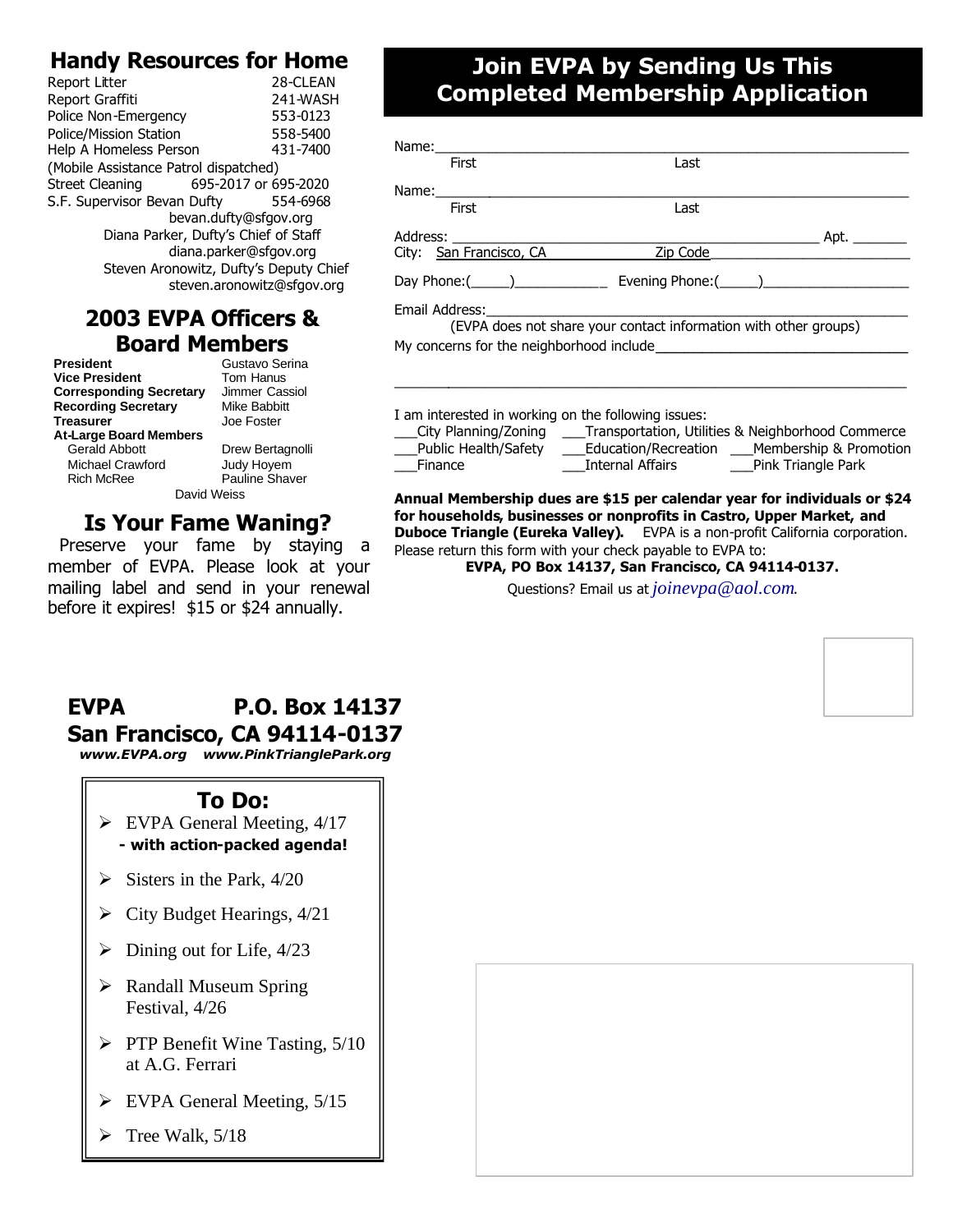## Handy Resources for Home

| | |
|---|---|
| Report Litter | 28-CLEAN |
| Report Graffiti | 241-WASH |
| Police Non-Emergency | 553-0123 |
| Police/Mission Station | 558-5400 |
| Help A Homeless Person | 431-7400 |
| (Mobile Assistance Patrol dispatched) | |
| Street Cleaning | 695-2017 or 695-2020 |
| S.F. Supervisor Bevan Dufty | 554-6968 |

bevan.dufty@sfgov.org

Diana Parker, Dufty's Chief of Staff
diana.parker@sfgov.org

Steven Aronowitz, Dufty's Deputy Chief
steven.aronowitz@sfgov.org

## 2003 EVPA Officers & Board Members

| | |
|---|---|
| **President** | Gustavo Serina |
| **Vice President** | Tom Hanus |
| **Corresponding Secretary** | Jimmer Cassiol |
| **Recording Secretary** | Mike Babbitt |
| **Treasurer** | Joe Foster |
| **At-Large Board Members** | |
| Gerald Abbott | Drew Bertagnolli |
| Michael Crawford | Judy Hoyem |
| Rich McRee | Pauline Shaver |
| David Weiss | |

## Is Your Fame Waning?

Preserve your fame by staying a member of EVPA. Please look at your mailing label and send in your renewal before it expires! $15 or $24 annually.

## Join EVPA by Sending Us This Completed Membership Application

Name:______________________________________
First Last

Name:______________________________________
First Last

Address: ______________________________ Apt. _______
City: San Francisco, CA Zip Code________________

Day Phone:(_____)___________ Evening Phone:(_____)________________

Email Address:______________________________________
(EVPA does not share your contact information with other groups)

My concerns for the neighborhood include______________________________

______________________________________________________________

I am interested in working on the following issues:

___City Planning/Zoning ___Transportation, Utilities & Neighborhood Commerce
___Public Health/Safety ___Education/Recreation ___Membership & Promotion
___Finance ___Internal Affairs ___Pink Triangle Park

**Annual Membership dues are $15 per calendar year for individuals or $24 for households, businesses or nonprofits in Castro, Upper Market, and Duboce Triangle (Eureka Valley).** EVPA is a non-profit California corporation. Please return this form with your check payable to EVPA to:

**EVPA, PO Box 14137, San Francisco, CA 94114-0137.**

Questions? Email us at *joinevpa@aol.com*.

**EVPA P.O. Box 14137**
**San Francisco, CA 94114-0137**
***www.EVPA.org www.PinkTrianglePark.org***

## To Do:

- EVPA General Meeting, 4/17 **- with action-packed agenda!**
- Sisters in the Park, 4/20
- City Budget Hearings, 4/21
- Dining out for Life, 4/23
- Randall Museum Spring Festival, 4/26
- PTP Benefit Wine Tasting, 5/10 at A.G. Ferrari
- EVPA General Meeting, 5/15
- Tree Walk, 5/18